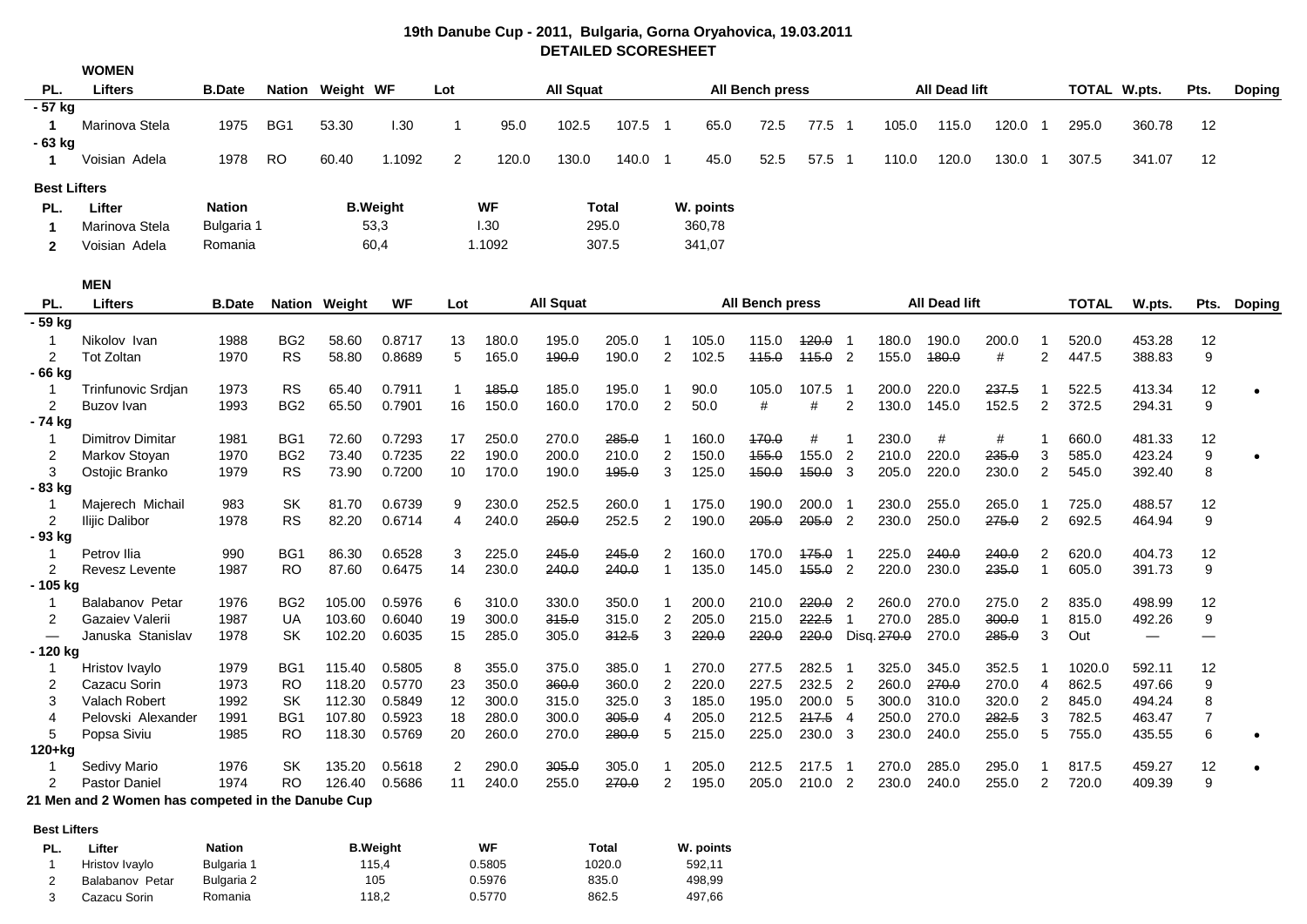# 19th Danube Cup - 2011, Bulgaria, Gorna Oryahovica, 19.03.2011

## DETAILED SCORESHEET

### WOMEN

| PL. | Lifters | B.Date | Nation | Weight | WF | Lot | All Squat | | | | All Bench press | | | | All Dead lift | | | | TOTAL | W.pts. | Pts. | Doping |
|---|---|---|---|---|---|---|---|---|---|---|---|---|---|---|---|---|---|---|---|---|---|---|
| - 57 kg | | | | | | | | | | | | | | | | | | | | | | |
| 1 | Marinova Stela | 1975 | BG1 | 53.30 | I.30 | 1 | 95.0 | 102.5 | 107.5 | 1 | 65.0 | 72.5 | 77.5 | 1 | 105.0 | 115.0 | 120.0 | 1 | 295.0 | 360.78 | 12 | |
| - 63 kg | | | | | | | | | | | | | | | | | | | | | | |
| 1 | Voisian Adela | 1978 | RO | 60.40 | 1.1092 | 2 | 120.0 | 130.0 | 140.0 | 1 | 45.0 | 52.5 | 57.5 | 1 | 110.0 | 120.0 | 130.0 | 1 | 307.5 | 341.07 | 12 | |

**Best Lifters**

| PL. | Lifter | Nation | B.Weight | WF | Total | W. points |
|---|---|---|---|---|---|---|
| 1 | Marinova Stela | Bulgaria 1 | 53,3 | I.30 | 295.0 | 360,78 |
| 2 | Voisian Adela | Romania | 60,4 | 1.1092 | 307.5 | 341,07 |

### MEN

| PL. | Lifters | B.Date | Nation | Weight | WF | Lot | All Squat | | | | All Bench press | | | | All Dead lift | | | | TOTAL | W.pts. | Pts. | Doping |
|---|---|---|---|---|---|---|---|---|---|---|---|---|---|---|---|---|---|---|---|---|---|---|
| - 59 kg | | | | | | | | | | | | | | | | | | | | | | |
| 1 | Nikolov Ivan | 1988 | BG2 | 58.60 | 0.8717 | 13 | 180.0 | 195.0 | 205.0 | 1 | 105.0 | 115.0 | ~~120.0~~ | 1 | 180.0 | 190.0 | 200.0 | 1 | 520.0 | 453.28 | 12 | |
| 2 | Tot Zoltan | 1970 | RS | 58.80 | 0.8689 | 5 | 165.0 | ~~190.0~~ | 190.0 | 2 | 102.5 | ~~115.0~~ | ~~115.0~~ | 2 | 155.0 | ~~180.0~~ | # | 2 | 447.5 | 388.83 | 9 | |
| - 66 kg | | | | | | | | | | | | | | | | | | | | | | |
| 1 | Trinfunovic Srdjan | 1973 | RS | 65.40 | 0.7911 | 1 | ~~185.0~~ | 185.0 | 195.0 | 1 | 90.0 | 105.0 | 107.5 | 1 | 200.0 | 220.0 | ~~237.5~~ | 1 | 522.5 | 413.34 | 12 | • |
| 2 | Buzov Ivan | 1993 | BG2 | 65.50 | 0.7901 | 16 | 150.0 | 160.0 | 170.0 | 2 | 50.0 | # | # | 2 | 130.0 | 145.0 | 152.5 | 2 | 372.5 | 294.31 | 9 | |
| - 74 kg | | | | | | | | | | | | | | | | | | | | | | |
| 1 | Dimitrov Dimitar | 1981 | BG1 | 72.60 | 0.7293 | 17 | 250.0 | 270.0 | ~~285.0~~ | 1 | 160.0 | ~~170.0~~ | # | 1 | 230.0 | # | # | 1 | 660.0 | 481.33 | 12 | |
| 2 | Markov Stoyan | 1970 | BG2 | 73.40 | 0.7235 | 22 | 190.0 | 200.0 | 210.0 | 2 | 150.0 | ~~155.0~~ | 155.0 | 2 | 210.0 | 220.0 | ~~235.0~~ | 3 | 585.0 | 423.24 | 9 | • |
| 3 | Ostojic Branko | 1979 | RS | 73.90 | 0.7200 | 10 | 170.0 | 190.0 | ~~195.0~~ | 3 | 125.0 | ~~150.0~~ | ~~150.0~~ | 3 | 205.0 | 220.0 | 230.0 | 2 | 545.0 | 392.40 | 8 | |
| - 83 kg | | | | | | | | | | | | | | | | | | | | | | |
| 1 | Majerech Michail | 983 | SK | 81.70 | 0.6739 | 9 | 230.0 | 252.5 | 260.0 | 1 | 175.0 | 190.0 | 200.0 | 1 | 230.0 | 255.0 | 265.0 | 1 | 725.0 | 488.57 | 12 | |
| 2 | Ilijic Dalibor | 1978 | RS | 82.20 | 0.6714 | 4 | 240.0 | ~~250.0~~ | 252.5 | 2 | 190.0 | ~~205.0~~ | ~~205.0~~ | 2 | 230.0 | 250.0 | ~~275.0~~ | 2 | 692.5 | 464.94 | 9 | |
| - 93 kg | | | | | | | | | | | | | | | | | | | | | | |
| 1 | Petrov Ilia | 990 | BG1 | 86.30 | 0.6528 | 3 | 225.0 | ~~245.0~~ | ~~245.0~~ | 2 | 160.0 | 170.0 | ~~175.0~~ | 1 | 225.0 | ~~240.0~~ | ~~240.0~~ | 2 | 620.0 | 404.73 | 12 | |
| 2 | Revesz Levente | 1987 | RO | 87.60 | 0.6475 | 14 | 230.0 | ~~240.0~~ | ~~240.0~~ | 1 | 135.0 | 145.0 | ~~155.0~~ | 2 | 220.0 | 230.0 | ~~235.0~~ | 1 | 605.0 | 391.73 | 9 | |
| - 105 kg | | | | | | | | | | | | | | | | | | | | | | |
| 1 | Balabanov Petar | 1976 | BG2 | 105.00 | 0.5976 | 6 | 310.0 | 330.0 | 350.0 | 1 | 200.0 | 210.0 | ~~220.0~~ | 2 | 260.0 | 270.0 | 275.0 | 2 | 835.0 | 498.99 | 12 | |
| 2 | Gazaiev Valerii | 1987 | UA | 103.60 | 0.6040 | 19 | 300.0 | ~~315.0~~ | 315.0 | 2 | 205.0 | 215.0 | ~~222.5~~ | 1 | 270.0 | 285.0 | ~~300.0~~ | 1 | 815.0 | 492.26 | 9 | |
| — | Januska Stanislav | 1978 | SK | 102.20 | 0.6035 | 15 | 285.0 | 305.0 | ~~312.5~~ | 3 | ~~220.0~~ | ~~220.0~~ | ~~220.0~~ | Disq. | ~~270.0~~ | 270.0 | ~~285.0~~ | 3 | Out | — | — | |
| - 120 kg | | | | | | | | | | | | | | | | | | | | | | |
| 1 | Hristov Ivaylo | 1979 | BG1 | 115.40 | 0.5805 | 8 | 355.0 | 375.0 | 385.0 | 1 | 270.0 | 277.5 | 282.5 | 1 | 325.0 | 345.0 | 352.5 | 1 | 1020.0 | 592.11 | 12 | |
| 2 | Cazacu Sorin | 1973 | RO | 118.20 | 0.5770 | 23 | 350.0 | ~~360.0~~ | 360.0 | 2 | 220.0 | 227.5 | 232.5 | 2 | 260.0 | ~~270.0~~ | 270.0 | 4 | 862.5 | 497.66 | 9 | |
| 3 | Valach Robert | 1992 | SK | 112.30 | 0.5849 | 12 | 300.0 | 315.0 | 325.0 | 3 | 185.0 | 195.0 | 200.0 | 5 | 300.0 | 310.0 | 320.0 | 2 | 845.0 | 494.24 | 8 | |
| 4 | Pelovski Alexander | 1991 | BG1 | 107.80 | 0.5923 | 18 | 280.0 | 300.0 | ~~305.0~~ | 4 | 205.0 | 212.5 | ~~217.5~~ | 4 | 250.0 | 270.0 | ~~282.5~~ | 3 | 782.5 | 463.47 | 7 | |
| 5 | Popsa Siviu | 1985 | RO | 118.30 | 0.5769 | 20 | 260.0 | 270.0 | ~~280.0~~ | 5 | 215.0 | 225.0 | 230.0 | 3 | 230.0 | 240.0 | 255.0 | 5 | 755.0 | 435.55 | 6 | • |
| 120+kg | | | | | | | | | | | | | | | | | | | | | | |
| 1 | Sedivy Mario | 1976 | SK | 135.20 | 0.5618 | 2 | 290.0 | ~~305.0~~ | 305.0 | 1 | 205.0 | 212.5 | 217.5 | 1 | 270.0 | 285.0 | 295.0 | 1 | 817.5 | 459.27 | 12 | • |
| 2 | Pastor Daniel | 1974 | RO | 126.40 | 0.5686 | 11 | 240.0 | 255.0 | ~~270.0~~ | 2 | 195.0 | 205.0 | 210.0 | 2 | 230.0 | 240.0 | 255.0 | 2 | 720.0 | 409.39 | 9 | |

**21 Men and 2 Women has competed in the Danube Cup**

**Best Lifters**

| PL. | Lifter | Nation | B.Weight | WF | Total | W. points |
|---|---|---|---|---|---|---|
| 1 | Hristov Ivaylo | Bulgaria 1 | 115,4 | 0.5805 | 1020.0 | 592,11 |
| 2 | Balabanov Petar | Bulgaria 2 | 105 | 0.5976 | 835.0 | 498,99 |
| 3 | Cazacu Sorin | Romania | 118,2 | 0.5770 | 862.5 | 497,66 |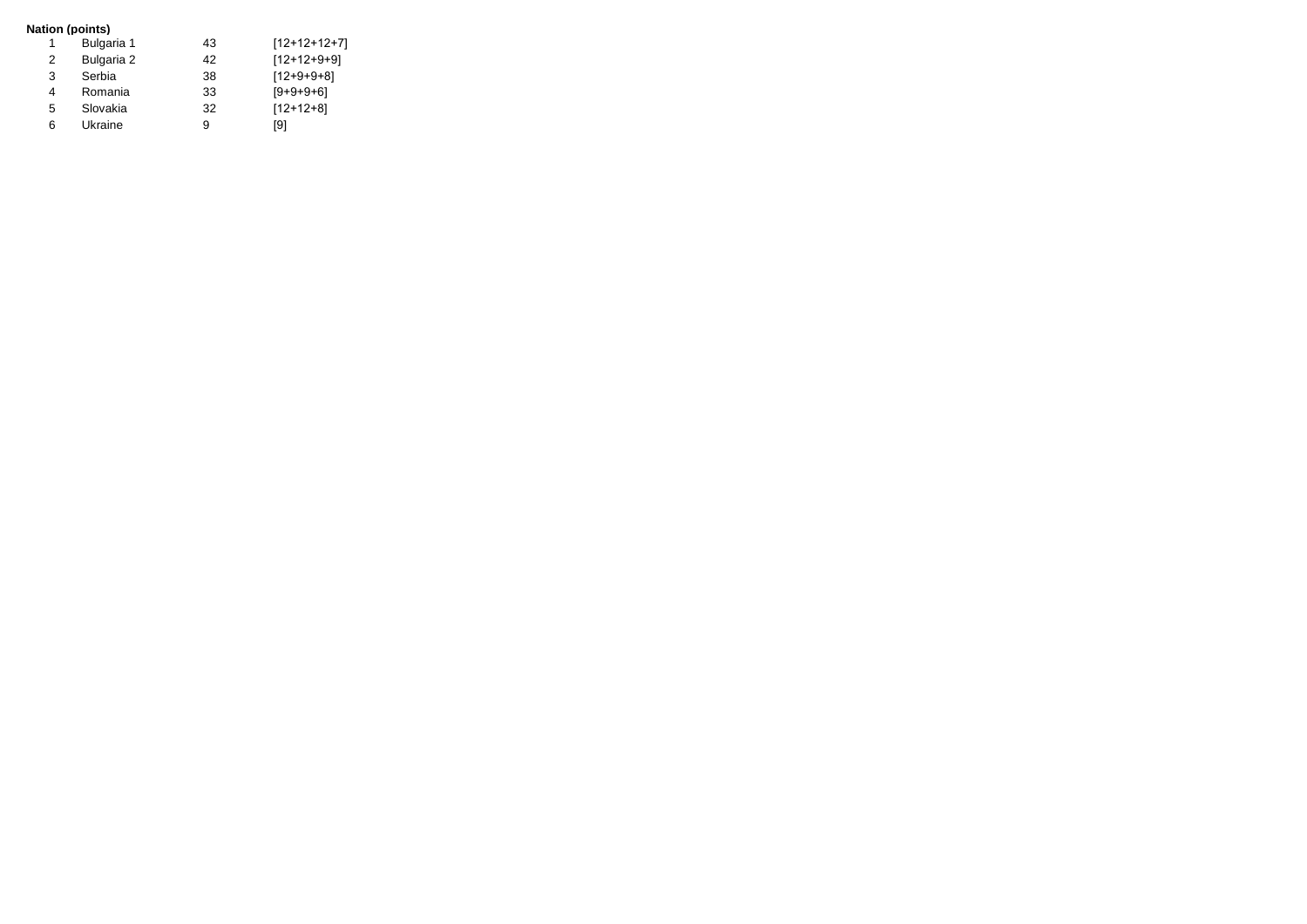**Nation (points)**

| | | | |
|---|---|---|---|
| 1 | Bulgaria 1 | 43 | [12+12+12+7] |
| 2 | Bulgaria 2 | 42 | [12+12+9+9] |
| 3 | Serbia | 38 | [12+9+9+8] |
| 4 | Romania | 33 | [9+9+9+6] |
| 5 | Slovakia | 32 | [12+12+8] |
| 6 | Ukraine | 9 | [9] |